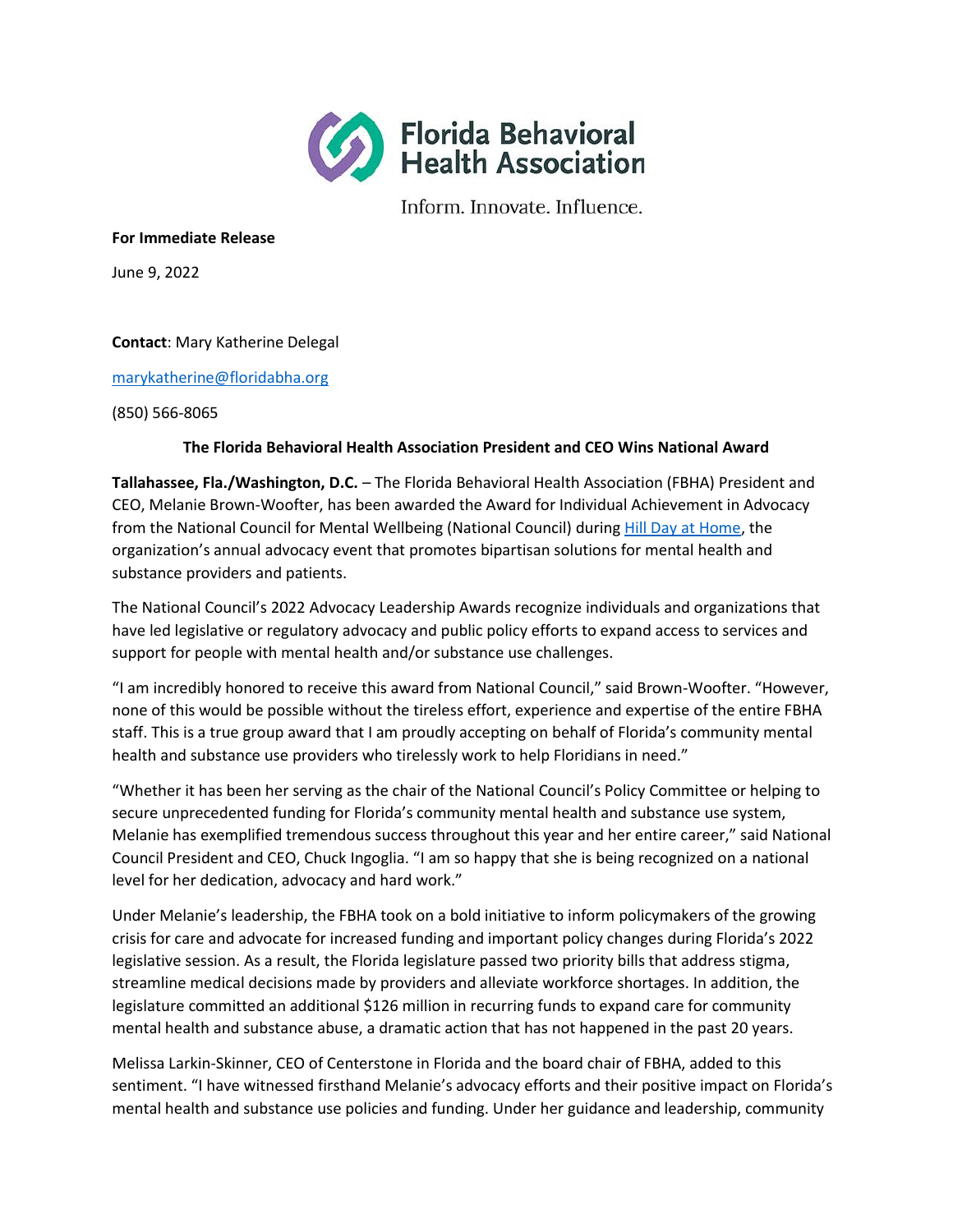Florida Behavioral Health Association

Inform. Innovate. Influence.

**For Immediate Release**

June 9, 2022

**Contact**: Mary Katherine Delegal

marykatherine@floridabha.org

(850) 566-8065

**The Florida Behavioral Health Association President and CEO Wins National Award**

**Tallahassee, Fla./Washington, D.C.** – The Florida Behavioral Health Association (FBHA) President and CEO, Melanie Brown-Woofter, has been awarded the Award for Individual Achievement in Advocacy from the National Council for Mental Wellbeing (National Council) during Hill Day at Home, the organization's annual advocacy event that promotes bipartisan solutions for mental health and substance providers and patients.

The National Council's 2022 Advocacy Leadership Awards recognize individuals and organizations that have led legislative or regulatory advocacy and public policy efforts to expand access to services and support for people with mental health and/or substance use challenges.

"I am incredibly honored to receive this award from National Council," said Brown-Woofter. "However, none of this would be possible without the tireless effort, experience and expertise of the entire FBHA staff. This is a true group award that I am proudly accepting on behalf of Florida's community mental health and substance use providers who tirelessly work to help Floridians in need."

"Whether it has been her serving as the chair of the National Council's Policy Committee or helping to secure unprecedented funding for Florida's community mental health and substance use system, Melanie has exemplified tremendous success throughout this year and her entire career," said National Council President and CEO, Chuck Ingoglia. "I am so happy that she is being recognized on a national level for her dedication, advocacy and hard work."

Under Melanie's leadership, the FBHA took on a bold initiative to inform policymakers of the growing crisis for care and advocate for increased funding and important policy changes during Florida's 2022 legislative session. As a result, the Florida legislature passed two priority bills that address stigma, streamline medical decisions made by providers and alleviate workforce shortages. In addition, the legislature committed an additional $126 million in recurring funds to expand care for community mental health and substance abuse, a dramatic action that has not happened in the past 20 years.

Melissa Larkin-Skinner, CEO of Centerstone in Florida and the board chair of FBHA, added to this sentiment. "I have witnessed firsthand Melanie's advocacy efforts and their positive impact on Florida's mental health and substance use policies and funding. Under her guidance and leadership, community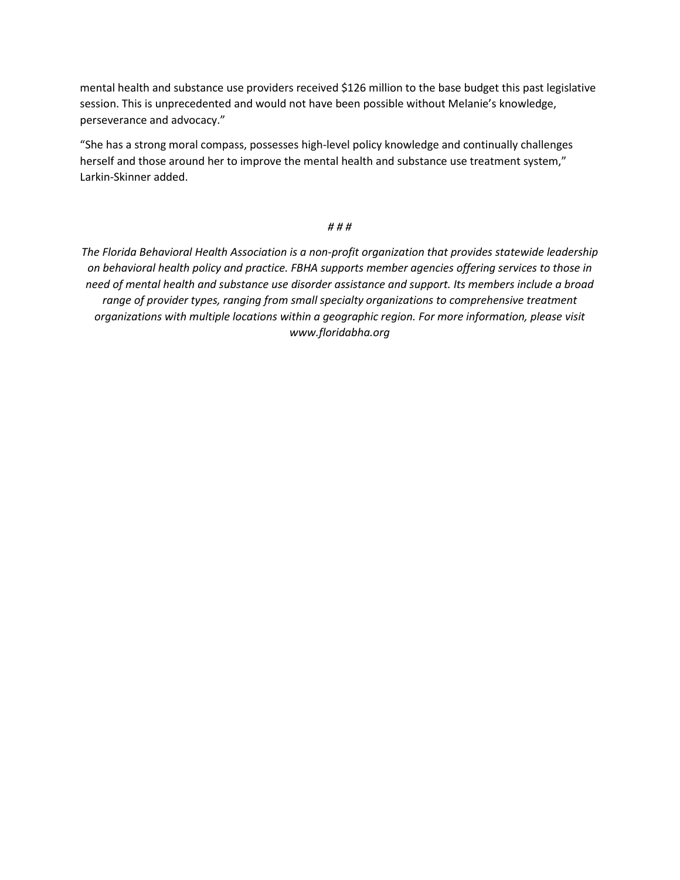mental health and substance use providers received $126 million to the base budget this past legislative session. This is unprecedented and would not have been possible without Melanie's knowledge, perseverance and advocacy."

"She has a strong moral compass, possesses high-level policy knowledge and continually challenges herself and those around her to improve the mental health and substance use treatment system," Larkin-Skinner added.

*# # #*

*The Florida Behavioral Health Association is a non-profit organization that provides statewide leadership on behavioral health policy and practice. FBHA supports member agencies offering services to those in need of mental health and substance use disorder assistance and support. Its members include a broad range of provider types, ranging from small specialty organizations to comprehensive treatment organizations with multiple locations within a geographic region. For more information, please visit www.floridabha.org*